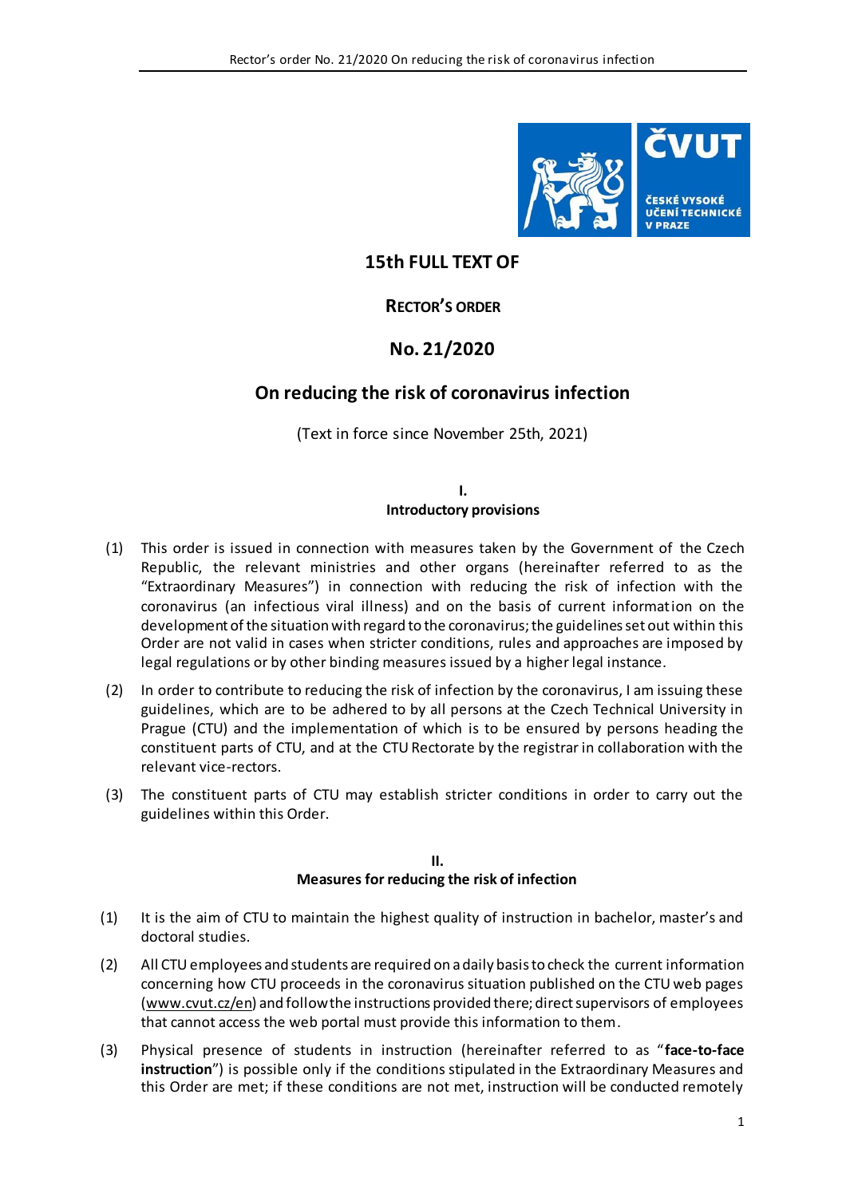# 15th FULL TEXT OF

## RECTOR'S ORDER

## No. 21/2020

## On reducing the risk of coronavirus infection

(Text in force since November 25th, 2021)

### I.
### Introductory provisions

(1) This order is issued in connection with measures taken by the Government of the Czech Republic, the relevant ministries and other organs (hereinafter referred to as the "Extraordinary Measures") in connection with reducing the risk of infection with the coronavirus (an infectious viral illness) and on the basis of current information on the development of the situation with regard to the coronavirus; the guidelines set out within this Order are not valid in cases when stricter conditions, rules and approaches are imposed by legal regulations or by other binding measures issued by a higher legal instance.

(2) In order to contribute to reducing the risk of infection by the coronavirus, I am issuing these guidelines, which are to be adhered to by all persons at the Czech Technical University in Prague (CTU) and the implementation of which is to be ensured by persons heading the constituent parts of CTU, and at the CTU Rectorate by the registrar in collaboration with the relevant vice-rectors.

(3) The constituent parts of CTU may establish stricter conditions in order to carry out the guidelines within this Order.

### II.
### Measures for reducing the risk of infection

(1) It is the aim of CTU to maintain the highest quality of instruction in bachelor, master's and doctoral studies.

(2) All CTU employees and students are required on a daily basis to check the current information concerning how CTU proceeds in the coronavirus situation published on the CTU web pages (www.cvut.cz/en) and follow the instructions provided there; direct supervisors of employees that cannot access the web portal must provide this information to them.

(3) Physical presence of students in instruction (hereinafter referred to as "**face-to-face instruction**") is possible only if the conditions stipulated in the Extraordinary Measures and this Order are met; if these conditions are not met, instruction will be conducted remotely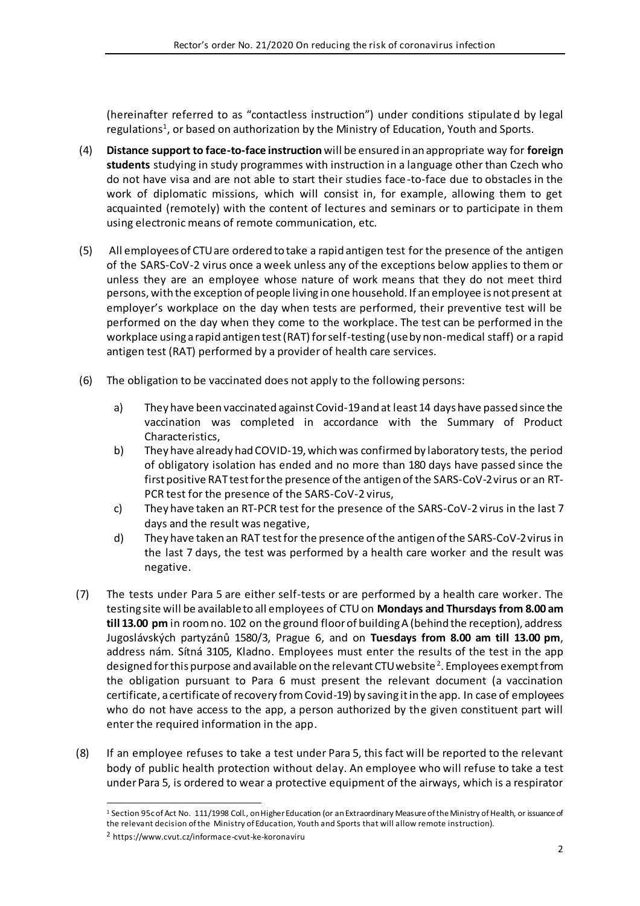(hereinafter referred to as "contactless instruction") under conditions stipulated by legal regulations[1], or based on authorization by the Ministry of Education, Youth and Sports.

(4) **Distance support to face-to-face instruction** will be ensured in an appropriate way for **foreign students** studying in study programmes with instruction in a language other than Czech who do not have visa and are not able to start their studies face-to-face due to obstacles in the work of diplomatic missions, which will consist in, for example, allowing them to get acquainted (remotely) with the content of lectures and seminars or to participate in them using electronic means of remote communication, etc.

(5) All employees of CTU are ordered to take a rapid antigen test for the presence of the antigen of the SARS-CoV-2 virus once a week unless any of the exceptions below applies to them or unless they are an employee whose nature of work means that they do not meet third persons, with the exception of people living in one household. If an employee is not present at employer's workplace on the day when tests are performed, their preventive test will be performed on the day when they come to the workplace. The test can be performed in the workplace using a rapid antigen test (RAT) for self-testing (use by non-medical staff) or a rapid antigen test (RAT) performed by a provider of health care services.

(6) The obligation to be vaccinated does not apply to the following persons:

a) They have been vaccinated against Covid-19 and at least 14 days have passed since the vaccination was completed in accordance with the Summary of Product Characteristics,

b) They have already had COVID-19, which was confirmed by laboratory tests, the period of obligatory isolation has ended and no more than 180 days have passed since the first positive RAT test for the presence of the antigen of the SARS-CoV-2 virus or an RT-PCR test for the presence of the SARS-CoV-2 virus,

c) They have taken an RT-PCR test for the presence of the SARS-CoV-2 virus in the last 7 days and the result was negative,

d) They have taken an RAT test for the presence of the antigen of the SARS-CoV-2 virus in the last 7 days, the test was performed by a health care worker and the result was negative.

(7) The tests under Para 5 are either self-tests or are performed by a health care worker. The testing site will be available to all employees of CTU on **Mondays and Thursdays from 8.00 am till 13.00 pm** in room no. 102 on the ground floor of building A (behind the reception), address Jugoslávských partyzánů 1580/3, Prague 6, and on **Tuesdays from 8.00 am till 13.00 pm**, address nám. Sítná 3105, Kladno. Employees must enter the results of the test in the app designed for this purpose and available on the relevant CTU website[2]. Employees exempt from the obligation pursuant to Para 6 must present the relevant document (a vaccination certificate, a certificate of recovery from Covid-19) by saving it in the app. In case of employees who do not have access to the app, a person authorized by the given constituent part will enter the required information in the app.

(8) If an employee refuses to take a test under Para 5, this fact will be reported to the relevant body of public health protection without delay. An employee who will refuse to take a test under Para 5, is ordered to wear a protective equipment of the airways, which is a respirator

---

[1] Section 95c of Act No. 111/1998 Coll., on Higher Education (or an Extraordinary Measure of the Ministry of Health, or issuance of the relevant decision of the Ministry of Education, Youth and Sports that will allow remote instruction).

[2] https://www.cvut.cz/informace-cvut-ke-koronaviru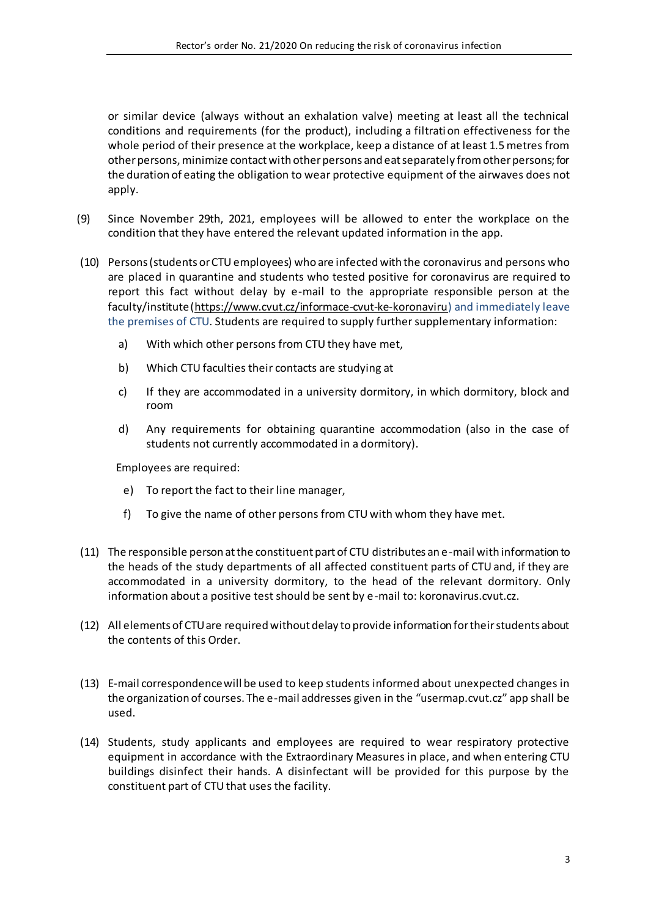or similar device (always without an exhalation valve) meeting at least all the technical conditions and requirements (for the product), including a filtration effectiveness for the whole period of their presence at the workplace, keep a distance of at least 1.5 metres from other persons, minimize contact with other persons and eat separately from other persons; for the duration of eating the obligation to wear protective equipment of the airwaves does not apply.

(9) Since November 29th, 2021, employees will be allowed to enter the workplace on the condition that they have entered the relevant updated information in the app.

(10) Persons (students or CTU employees) who are infected with the coronavirus and persons who are placed in quarantine and students who tested positive for coronavirus are required to report this fact without delay by e-mail to the appropriate responsible person at the faculty/institute (https://www.cvut.cz/informace-cvut-ke-koronaviru) and immediately leave the premises of CTU. Students are required to supply further supplementary information:

   a) With which other persons from CTU they have met,

   b) Which CTU faculties their contacts are studying at

   c) If they are accommodated in a university dormitory, in which dormitory, block and room

   d) Any requirements for obtaining quarantine accommodation (also in the case of students not currently accommodated in a dormitory).

   Employees are required:

   e) To report the fact to their line manager,

   f) To give the name of other persons from CTU with whom they have met.

(11) The responsible person at the constituent part of CTU distributes an e-mail with information to the heads of the study departments of all affected constituent parts of CTU and, if they are accommodated in a university dormitory, to the head of the relevant dormitory. Only information about a positive test should be sent by e-mail to: koronavirus.cvut.cz.

(12) All elements of CTU are required without delay to provide information for their students about the contents of this Order.

(13) E-mail correspondence will be used to keep students informed about unexpected changes in the organization of courses. The e-mail addresses given in the "usermap.cvut.cz" app shall be used.

(14) Students, study applicants and employees are required to wear respiratory protective equipment in accordance with the Extraordinary Measures in place, and when entering CTU buildings disinfect their hands. A disinfectant will be provided for this purpose by the constituent part of CTU that uses the facility.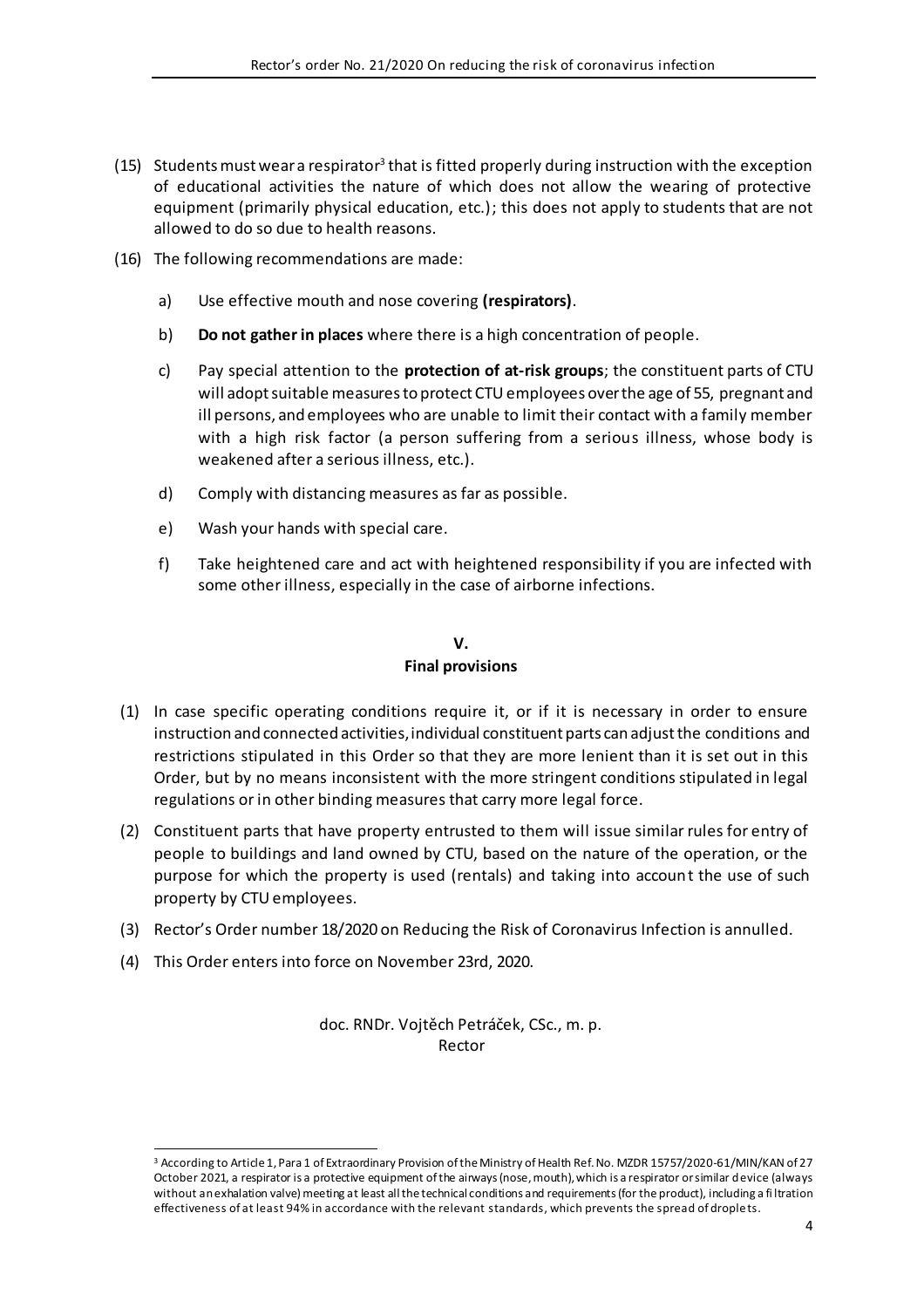(15) Students must wear a respirator[3] that is fitted properly during instruction with the exception of educational activities the nature of which does not allow the wearing of protective equipment (primarily physical education, etc.); this does not apply to students that are not allowed to do so due to health reasons.

(16) The following recommendations are made:

a) Use effective mouth and nose covering **(respirators)**.

b) **Do not gather in places** where there is a high concentration of people.

c) Pay special attention to the **protection of at-risk groups**; the constituent parts of CTU will adopt suitable measures to protect CTU employees over the age of 55, pregnant and ill persons, and employees who are unable to limit their contact with a family member with a high risk factor (a person suffering from a serious illness, whose body is weakened after a serious illness, etc.).

d) Comply with distancing measures as far as possible.

e) Wash your hands with special care.

f) Take heightened care and act with heightened responsibility if you are infected with some other illness, especially in the case of airborne infections.

## V.
## Final provisions

(1) In case specific operating conditions require it, or if it is necessary in order to ensure instruction and connected activities, individual constituent parts can adjust the conditions and restrictions stipulated in this Order so that they are more lenient than it is set out in this Order, but by no means inconsistent with the more stringent conditions stipulated in legal regulations or in other binding measures that carry more legal force.

(2) Constituent parts that have property entrusted to them will issue similar rules for entry of people to buildings and land owned by CTU, based on the nature of the operation, or the purpose for which the property is used (rentals) and taking into account the use of such property by CTU employees.

(3) Rector's Order number 18/2020 on Reducing the Risk of Coronavirus Infection is annulled.

(4) This Order enters into force on November 23rd, 2020.

doc. RNDr. Vojtěch Petráček, CSc., m. p.
Rector

---

[3] According to Article 1, Para 1 of Extraordinary Provision of the Ministry of Health Ref. No. MZDR 15757/2020-61/MIN/KAN of 27 October 2021, a respirator is a protective equipment of the airways (nose, mouth), which is a respirator or similar device (always without an exhalation valve) meeting at least all the technical conditions and requirements (for the product), including a filtration effectiveness of at least 94% in accordance with the relevant standards, which prevents the spread of droplets.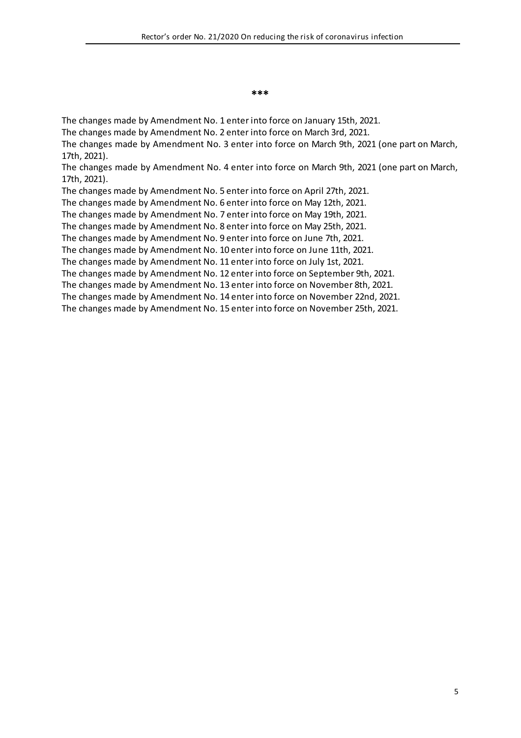***

The changes made by Amendment No. 1 enter into force on January 15th, 2021.
The changes made by Amendment No. 2 enter into force on March 3rd, 2021.
The changes made by Amendment No. 3 enter into force on March 9th, 2021 (one part on March, 17th, 2021).
The changes made by Amendment No. 4 enter into force on March 9th, 2021 (one part on March, 17th, 2021).
The changes made by Amendment No. 5 enter into force on April 27th, 2021.
The changes made by Amendment No. 6 enter into force on May 12th, 2021.
The changes made by Amendment No. 7 enter into force on May 19th, 2021.
The changes made by Amendment No. 8 enter into force on May 25th, 2021.
The changes made by Amendment No. 9 enter into force on June 7th, 2021.
The changes made by Amendment No. 10 enter into force on June 11th, 2021.
The changes made by Amendment No. 11 enter into force on July 1st, 2021.
The changes made by Amendment No. 12 enter into force on September 9th, 2021.
The changes made by Amendment No. 13 enter into force on November 8th, 2021.
The changes made by Amendment No. 14 enter into force on November 22nd, 2021.
The changes made by Amendment No. 15 enter into force on November 25th, 2021.